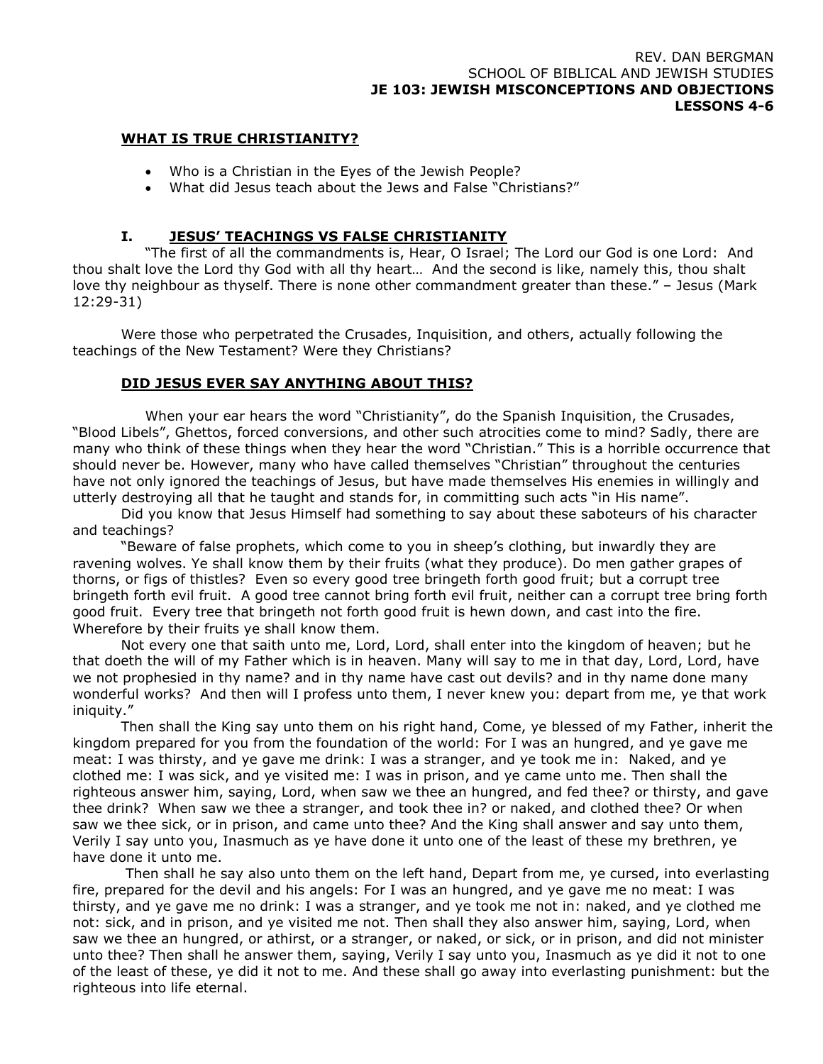REV. DAN BERGMAN
SCHOOL OF BIBLICAL AND JEWISH STUDIES
**JE 103: JEWISH MISCONCEPTIONS AND OBJECTIONS**
**LESSONS 4-6**

## WHAT IS TRUE CHRISTIANITY?

- Who is a Christian in the Eyes of the Jewish People?
- What did Jesus teach about the Jews and False "Christians?"

## I. JESUS' TEACHINGS VS FALSE CHRISTIANITY

"The first of all the commandments is, Hear, O Israel; The Lord our God is one Lord: And thou shalt love the Lord thy God with all thy heart… And the second is like, namely this, thou shalt love thy neighbour as thyself. There is none other commandment greater than these." – Jesus (Mark 12:29-31)

Were those who perpetrated the Crusades, Inquisition, and others, actually following the teachings of the New Testament? Were they Christians?

### DID JESUS EVER SAY ANYTHING ABOUT THIS?

When your ear hears the word "Christianity", do the Spanish Inquisition, the Crusades, "Blood Libels", Ghettos, forced conversions, and other such atrocities come to mind? Sadly, there are many who think of these things when they hear the word "Christian." This is a horrible occurrence that should never be. However, many who have called themselves "Christian" throughout the centuries have not only ignored the teachings of Jesus, but have made themselves His enemies in willingly and utterly destroying all that he taught and stands for, in committing such acts "in His name".

Did you know that Jesus Himself had something to say about these saboteurs of his character and teachings?

"Beware of false prophets, which come to you in sheep's clothing, but inwardly they are ravening wolves. Ye shall know them by their fruits (what they produce). Do men gather grapes of thorns, or figs of thistles? Even so every good tree bringeth forth good fruit; but a corrupt tree bringeth forth evil fruit. A good tree cannot bring forth evil fruit, neither can a corrupt tree bring forth good fruit. Every tree that bringeth not forth good fruit is hewn down, and cast into the fire. Wherefore by their fruits ye shall know them.

Not every one that saith unto me, Lord, Lord, shall enter into the kingdom of heaven; but he that doeth the will of my Father which is in heaven. Many will say to me in that day, Lord, Lord, have we not prophesied in thy name? and in thy name have cast out devils? and in thy name done many wonderful works? And then will I profess unto them, I never knew you: depart from me, ye that work iniquity."

Then shall the King say unto them on his right hand, Come, ye blessed of my Father, inherit the kingdom prepared for you from the foundation of the world: For I was an hungred, and ye gave me meat: I was thirsty, and ye gave me drink: I was a stranger, and ye took me in: Naked, and ye clothed me: I was sick, and ye visited me: I was in prison, and ye came unto me. Then shall the righteous answer him, saying, Lord, when saw we thee an hungred, and fed thee? or thirsty, and gave thee drink? When saw we thee a stranger, and took thee in? or naked, and clothed thee? Or when saw we thee sick, or in prison, and came unto thee? And the King shall answer and say unto them, Verily I say unto you, Inasmuch as ye have done it unto one of the least of these my brethren, ye have done it unto me.

Then shall he say also unto them on the left hand, Depart from me, ye cursed, into everlasting fire, prepared for the devil and his angels: For I was an hungred, and ye gave me no meat: I was thirsty, and ye gave me no drink: I was a stranger, and ye took me not in: naked, and ye clothed me not: sick, and in prison, and ye visited me not. Then shall they also answer him, saying, Lord, when saw we thee an hungred, or athirst, or a stranger, or naked, or sick, or in prison, and did not minister unto thee? Then shall he answer them, saying, Verily I say unto you, Inasmuch as ye did it not to one of the least of these, ye did it not to me. And these shall go away into everlasting punishment: but the righteous into life eternal.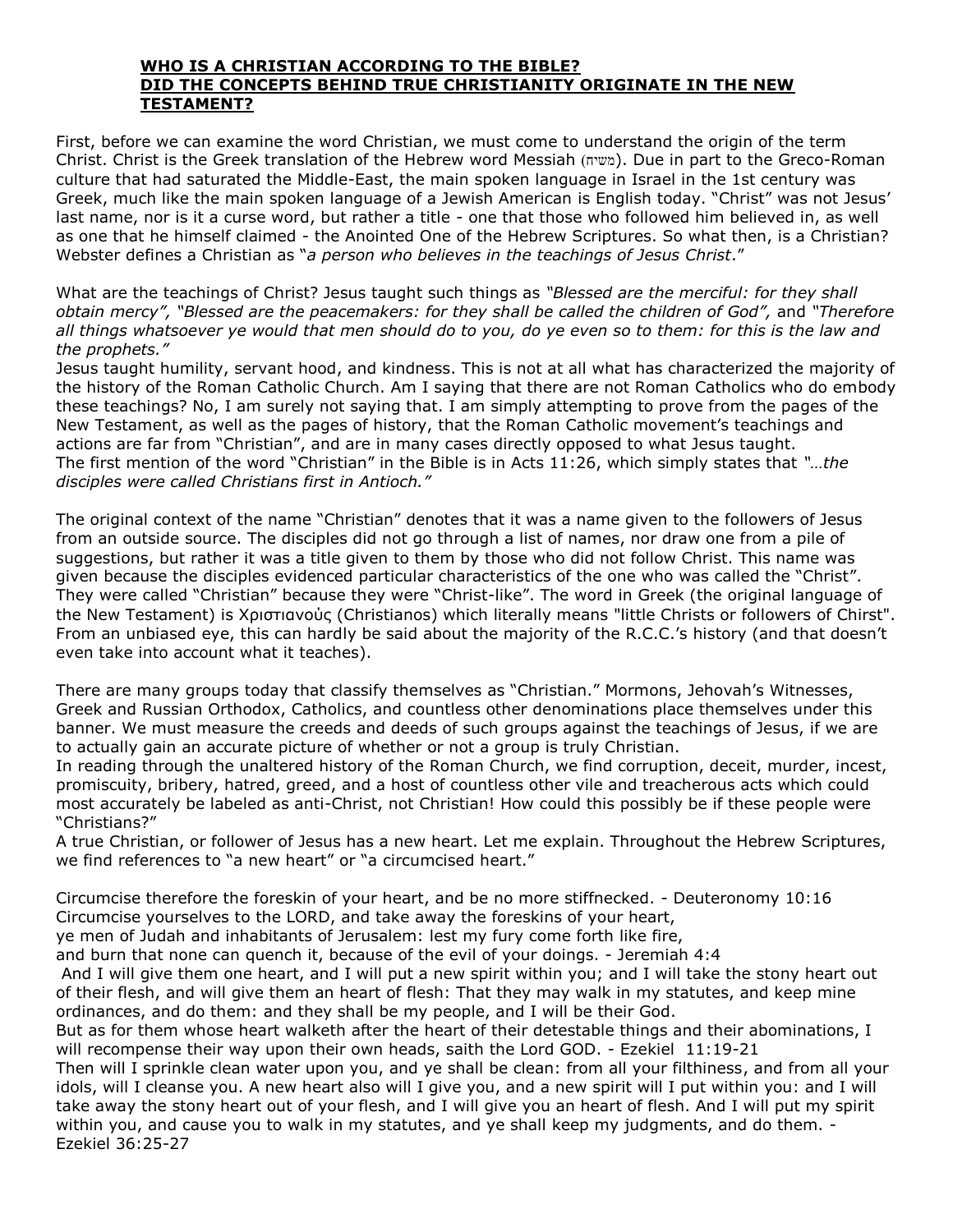**WHO IS A CHRISTIAN ACCORDING TO THE BIBLE?**
**DID THE CONCEPTS BEHIND TRUE CHRISTIANITY ORIGINATE IN THE NEW TESTAMENT?**

First, before we can examine the word Christian, we must come to understand the origin of the term Christ. Christ is the Greek translation of the Hebrew word Messiah (משיח). Due in part to the Greco-Roman culture that had saturated the Middle-East, the main spoken language in Israel in the 1st century was Greek, much like the main spoken language of a Jewish American is English today. "Christ" was not Jesus' last name, nor is it a curse word, but rather a title - one that those who followed him believed in, as well as one that he himself claimed - the Anointed One of the Hebrew Scriptures. So what then, is a Christian? Webster defines a Christian as "*a person who believes in the teachings of Jesus Christ*."

What are the teachings of Christ? Jesus taught such things as *"Blessed are the merciful: for they shall obtain mercy", "Blessed are the peacemakers: for they shall be called the children of God",* and *"Therefore all things whatsoever ye would that men should do to you, do ye even so to them: for this is the law and the prophets."*
Jesus taught humility, servant hood, and kindness. This is not at all what has characterized the majority of the history of the Roman Catholic Church. Am I saying that there are not Roman Catholics who do embody these teachings? No, I am surely not saying that. I am simply attempting to prove from the pages of the New Testament, as well as the pages of history, that the Roman Catholic movement's teachings and actions are far from "Christian", and are in many cases directly opposed to what Jesus taught.
The first mention of the word "Christian" in the Bible is in Acts 11:26, which simply states that *"…the disciples were called Christians first in Antioch."*

The original context of the name "Christian" denotes that it was a name given to the followers of Jesus from an outside source. The disciples did not go through a list of names, nor draw one from a pile of suggestions, but rather it was a title given to them by those who did not follow Christ. This name was given because the disciples evidenced particular characteristics of the one who was called the "Christ". They were called "Christian" because they were "Christ-like". The word in Greek (the original language of the New Testament) is Χριστιανοὺς (Christianos) which literally means "little Christs or followers of Chirst". From an unbiased eye, this can hardly be said about the majority of the R.C.C.'s history (and that doesn't even take into account what it teaches).

There are many groups today that classify themselves as "Christian." Mormons, Jehovah's Witnesses, Greek and Russian Orthodox, Catholics, and countless other denominations place themselves under this banner. We must measure the creeds and deeds of such groups against the teachings of Jesus, if we are to actually gain an accurate picture of whether or not a group is truly Christian.
In reading through the unaltered history of the Roman Church, we find corruption, deceit, murder, incest, promiscuity, bribery, hatred, greed, and a host of countless other vile and treacherous acts which could most accurately be labeled as anti-Christ, not Christian! How could this possibly be if these people were "Christians?"
A true Christian, or follower of Jesus has a new heart. Let me explain. Throughout the Hebrew Scriptures, we find references to "a new heart" or "a circumcised heart."

Circumcise therefore the foreskin of your heart, and be no more stiffnecked. - Deuteronomy 10:16
Circumcise yourselves to the LORD, and take away the foreskins of your heart,
ye men of Judah and inhabitants of Jerusalem: lest my fury come forth like fire,
and burn that none can quench it, because of the evil of your doings. - Jeremiah 4:4
And I will give them one heart, and I will put a new spirit within you; and I will take the stony heart out of their flesh, and will give them an heart of flesh: That they may walk in my statutes, and keep mine ordinances, and do them: and they shall be my people, and I will be their God.
But as for them whose heart walketh after the heart of their detestable things and their abominations, I will recompense their way upon their own heads, saith the Lord GOD. - Ezekiel 11:19-21
Then will I sprinkle clean water upon you, and ye shall be clean: from all your filthiness, and from all your idols, will I cleanse you. A new heart also will I give you, and a new spirit will I put within you: and I will take away the stony heart out of your flesh, and I will give you an heart of flesh. And I will put my spirit within you, and cause you to walk in my statutes, and ye shall keep my judgments, and do them. - Ezekiel 36:25-27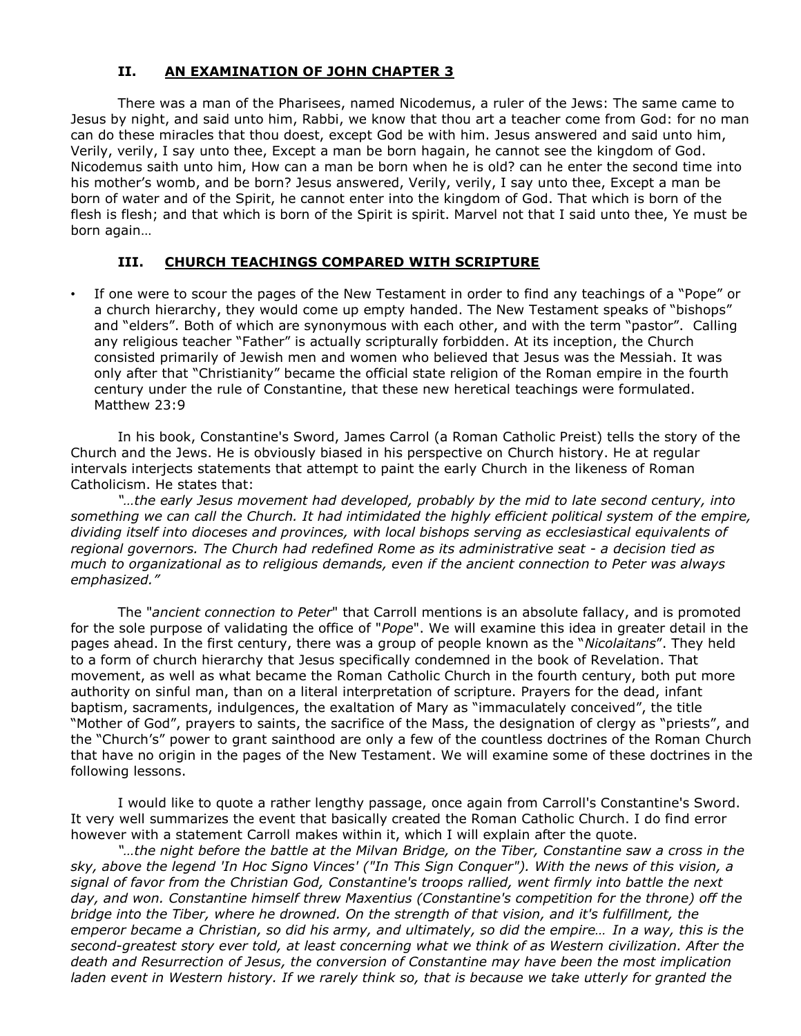## II. AN EXAMINATION OF JOHN CHAPTER 3

There was a man of the Pharisees, named Nicodemus, a ruler of the Jews: The same came to Jesus by night, and said unto him, Rabbi, we know that thou art a teacher come from God: for no man can do these miracles that thou doest, except God be with him. Jesus answered and said unto him, Verily, verily, I say unto thee, Except a man be born hagain, he cannot see the kingdom of God. Nicodemus saith unto him, How can a man be born when he is old? can he enter the second time into his mother's womb, and be born? Jesus answered, Verily, verily, I say unto thee, Except a man be born of water and of the Spirit, he cannot enter into the kingdom of God. That which is born of the flesh is flesh; and that which is born of the Spirit is spirit. Marvel not that I said unto thee, Ye must be born again…

## III. CHURCH TEACHINGS COMPARED WITH SCRIPTURE

- If one were to scour the pages of the New Testament in order to find any teachings of a "Pope" or a church hierarchy, they would come up empty handed. The New Testament speaks of "bishops" and "elders". Both of which are synonymous with each other, and with the term "pastor". Calling any religious teacher "Father" is actually scripturally forbidden. At its inception, the Church consisted primarily of Jewish men and women who believed that Jesus was the Messiah. It was only after that "Christianity" became the official state religion of the Roman empire in the fourth century under the rule of Constantine, that these new heretical teachings were formulated. Matthew 23:9

In his book, Constantine's Sword, James Carrol (a Roman Catholic Preist) tells the story of the Church and the Jews. He is obviously biased in his perspective on Church history. He at regular intervals interjects statements that attempt to paint the early Church in the likeness of Roman Catholicism. He states that:

*"…the early Jesus movement had developed, probably by the mid to late second century, into something we can call the Church. It had intimidated the highly efficient political system of the empire, dividing itself into dioceses and provinces, with local bishops serving as ecclesiastical equivalents of regional governors. The Church had redefined Rome as its administrative seat - a decision tied as much to organizational as to religious demands, even if the ancient connection to Peter was always emphasized."*

The "*ancient connection to Peter*" that Carroll mentions is an absolute fallacy, and is promoted for the sole purpose of validating the office of "*Pope*". We will examine this idea in greater detail in the pages ahead. In the first century, there was a group of people known as the "*Nicolaitans*". They held to a form of church hierarchy that Jesus specifically condemned in the book of Revelation. That movement, as well as what became the Roman Catholic Church in the fourth century, both put more authority on sinful man, than on a literal interpretation of scripture. Prayers for the dead, infant baptism, sacraments, indulgences, the exaltation of Mary as "immaculately conceived", the title "Mother of God", prayers to saints, the sacrifice of the Mass, the designation of clergy as "priests", and the "Church's" power to grant sainthood are only a few of the countless doctrines of the Roman Church that have no origin in the pages of the New Testament. We will examine some of these doctrines in the following lessons.

I would like to quote a rather lengthy passage, once again from Carroll's Constantine's Sword. It very well summarizes the event that basically created the Roman Catholic Church. I do find error however with a statement Carroll makes within it, which I will explain after the quote.

*"…the night before the battle at the Milvan Bridge, on the Tiber, Constantine saw a cross in the sky, above the legend 'In Hoc Signo Vinces' ("In This Sign Conquer"). With the news of this vision, a signal of favor from the Christian God, Constantine's troops rallied, went firmly into battle the next day, and won. Constantine himself threw Maxentius (Constantine's competition for the throne) off the bridge into the Tiber, where he drowned. On the strength of that vision, and it's fulfillment, the emperor became a Christian, so did his army, and ultimately, so did the empire… In a way, this is the second-greatest story ever told, at least concerning what we think of as Western civilization. After the death and Resurrection of Jesus, the conversion of Constantine may have been the most implication laden event in Western history. If we rarely think so, that is because we take utterly for granted the*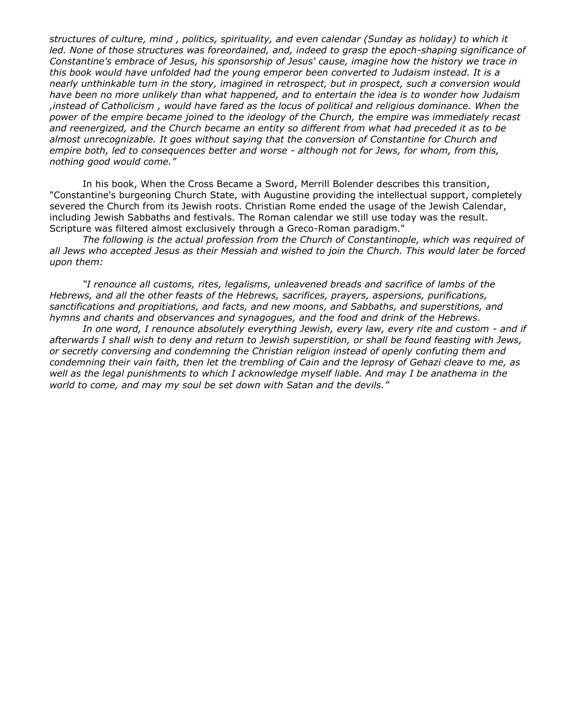*structures of culture, mind , politics, spirituality, and even calendar (Sunday as holiday) to which it led. None of those structures was foreordained, and, indeed to grasp the epoch-shaping significance of Constantine's embrace of Jesus, his sponsorship of Jesus' cause, imagine how the history we trace in this book would have unfolded had the young emperor been converted to Judaism instead. It is a nearly unthinkable turn in the story, imagined in retrospect, but in prospect, such a conversion would have been no more unlikely than what happened, and to entertain the idea is to wonder how Judaism ,instead of Catholicism , would have fared as the locus of political and religious dominance. When the power of the empire became joined to the ideology of the Church, the empire was immediately recast and reenergized, and the Church became an entity so different from what had preceded it as to be almost unrecognizable. It goes without saying that the conversion of Constantine for Church and empire both, led to consequences better and worse - although not for Jews, for whom, from this, nothing good would come."*

In his book, When the Cross Became a Sword, Merrill Bolender describes this transition, "Constantine's burgeoning Church State, with Augustine providing the intellectual support, completely severed the Church from its Jewish roots. Christian Rome ended the usage of the Jewish Calendar, including Jewish Sabbaths and festivals. The Roman calendar we still use today was the result. Scripture was filtered almost exclusively through a Greco-Roman paradigm."

*The following is the actual profession from the Church of Constantinople, which was required of all Jews who accepted Jesus as their Messiah and wished to join the Church. This would later be forced upon them:*

*"I renounce all customs, rites, legalisms, unleavened breads and sacrifice of lambs of the Hebrews, and all the other feasts of the Hebrews, sacrifices, prayers, aspersions, purifications, sanctifications and propitiations, and facts, and new moons, and Sabbaths, and superstitions, and hymns and chants and observances and synagogues, and the food and drink of the Hebrews.*

*In one word, I renounce absolutely everything Jewish, every law, every rite and custom - and if afterwards I shall wish to deny and return to Jewish superstition, or shall be found feasting with Jews, or secretly conversing and condemning the Christian religion instead of openly confuting them and condemning their vain faith, then let the trembling of Cain and the leprosy of Gehazi cleave to me, as well as the legal punishments to which I acknowledge myself liable. And may I be anathema in the world to come, and may my soul be set down with Satan and the devils."*